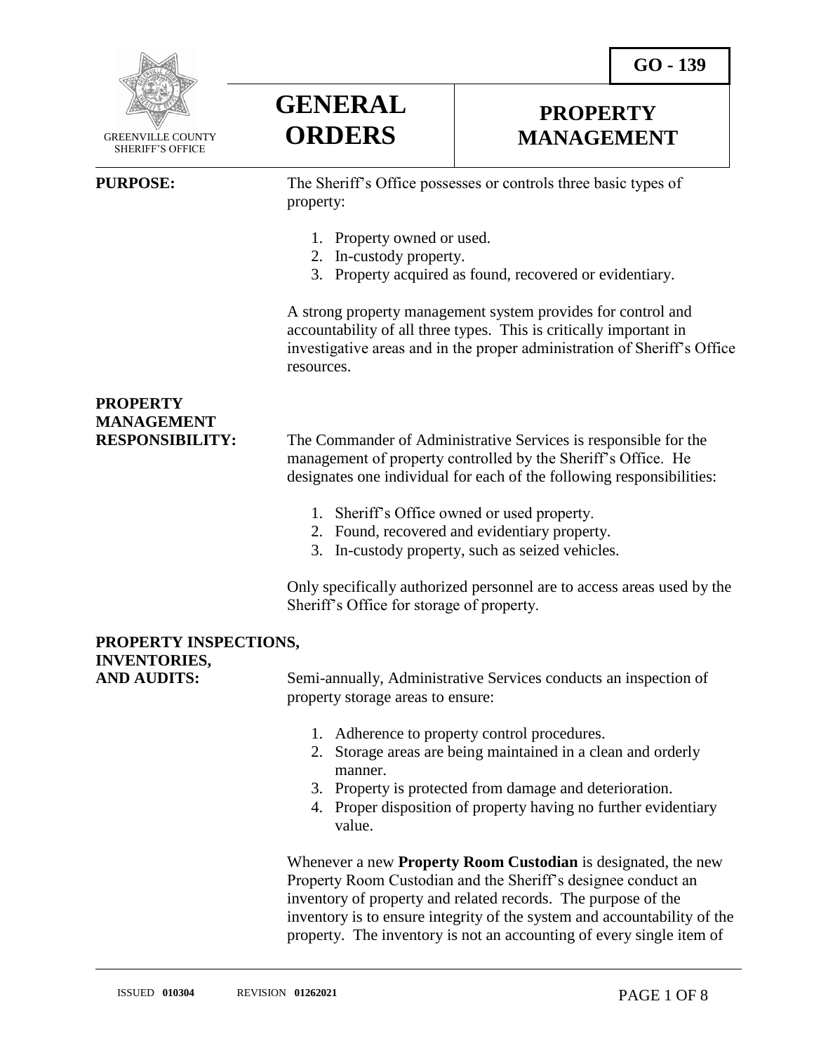GREENVILLE COUNTY SHERIFF'S OFFICE

# GENERAL ORDERS

# PROPERTY MANAGEMENT

**GO - 139**

**PURPOSE:**

The Sheriff's Office possesses or controls three basic types of property:

1. Property owned or used.
2. In-custody property.
3. Property acquired as found, recovered or evidentiary.

A strong property management system provides for control and accountability of all three types. This is critically important in investigative areas and in the proper administration of Sheriff's Office resources.

**PROPERTY MANAGEMENT RESPONSIBILITY:**

The Commander of Administrative Services is responsible for the management of property controlled by the Sheriff's Office. He designates one individual for each of the following responsibilities:

1. Sheriff's Office owned or used property.
2. Found, recovered and evidentiary property.
3. In-custody property, such as seized vehicles.

Only specifically authorized personnel are to access areas used by the Sheriff's Office for storage of property.

**PROPERTY INSPECTIONS, INVENTORIES, AND AUDITS:**

Semi-annually, Administrative Services conducts an inspection of property storage areas to ensure:

1. Adherence to property control procedures.
2. Storage areas are being maintained in a clean and orderly manner.
3. Property is protected from damage and deterioration.
4. Proper disposition of property having no further evidentiary value.

Whenever a new **Property Room Custodian** is designated, the new Property Room Custodian and the Sheriff's designee conduct an inventory of property and related records. The purpose of the inventory is to ensure integrity of the system and accountability of the property. The inventory is not an accounting of every single item of

ISSUED **010304** REVISION **01262021**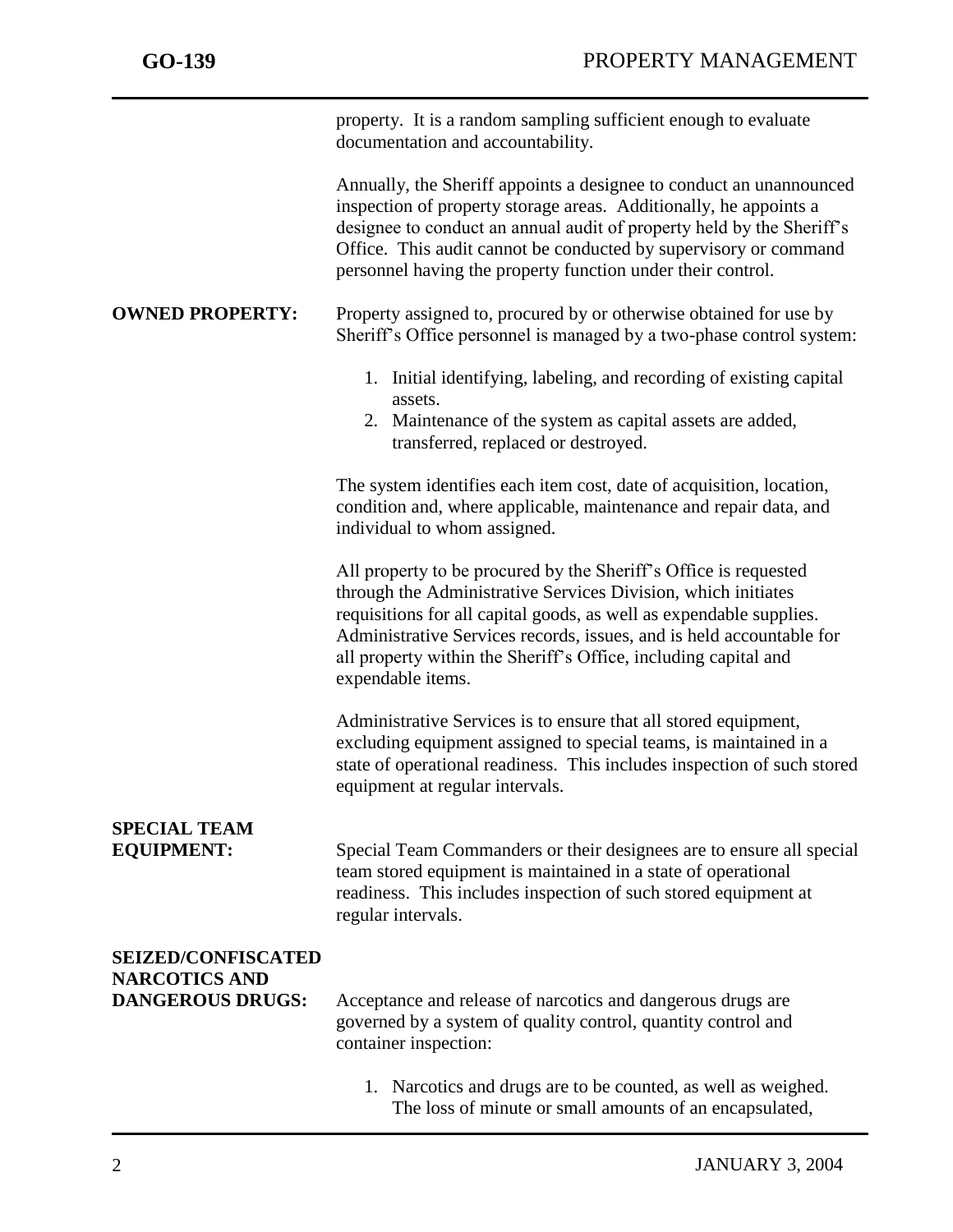property. It is a random sampling sufficient enough to evaluate documentation and accountability.

Annually, the Sheriff appoints a designee to conduct an unannounced inspection of property storage areas. Additionally, he appoints a designee to conduct an annual audit of property held by the Sheriff's Office. This audit cannot be conducted by supervisory or command personnel having the property function under their control.

**OWNED PROPERTY:** Property assigned to, procured by or otherwise obtained for use by Sheriff's Office personnel is managed by a two-phase control system:

1. Initial identifying, labeling, and recording of existing capital assets.
2. Maintenance of the system as capital assets are added, transferred, replaced or destroyed.

The system identifies each item cost, date of acquisition, location, condition and, where applicable, maintenance and repair data, and individual to whom assigned.

All property to be procured by the Sheriff's Office is requested through the Administrative Services Division, which initiates requisitions for all capital goods, as well as expendable supplies. Administrative Services records, issues, and is held accountable for all property within the Sheriff's Office, including capital and expendable items.

Administrative Services is to ensure that all stored equipment, excluding equipment assigned to special teams, is maintained in a state of operational readiness. This includes inspection of such stored equipment at regular intervals.

**SPECIAL TEAM EQUIPMENT:** Special Team Commanders or their designees are to ensure all special team stored equipment is maintained in a state of operational readiness. This includes inspection of such stored equipment at regular intervals.

**SEIZED/CONFISCATED NARCOTICS AND DANGEROUS DRUGS:** Acceptance and release of narcotics and dangerous drugs are governed by a system of quality control, quantity control and container inspection:

1. Narcotics and drugs are to be counted, as well as weighed. The loss of minute or small amounts of an encapsulated,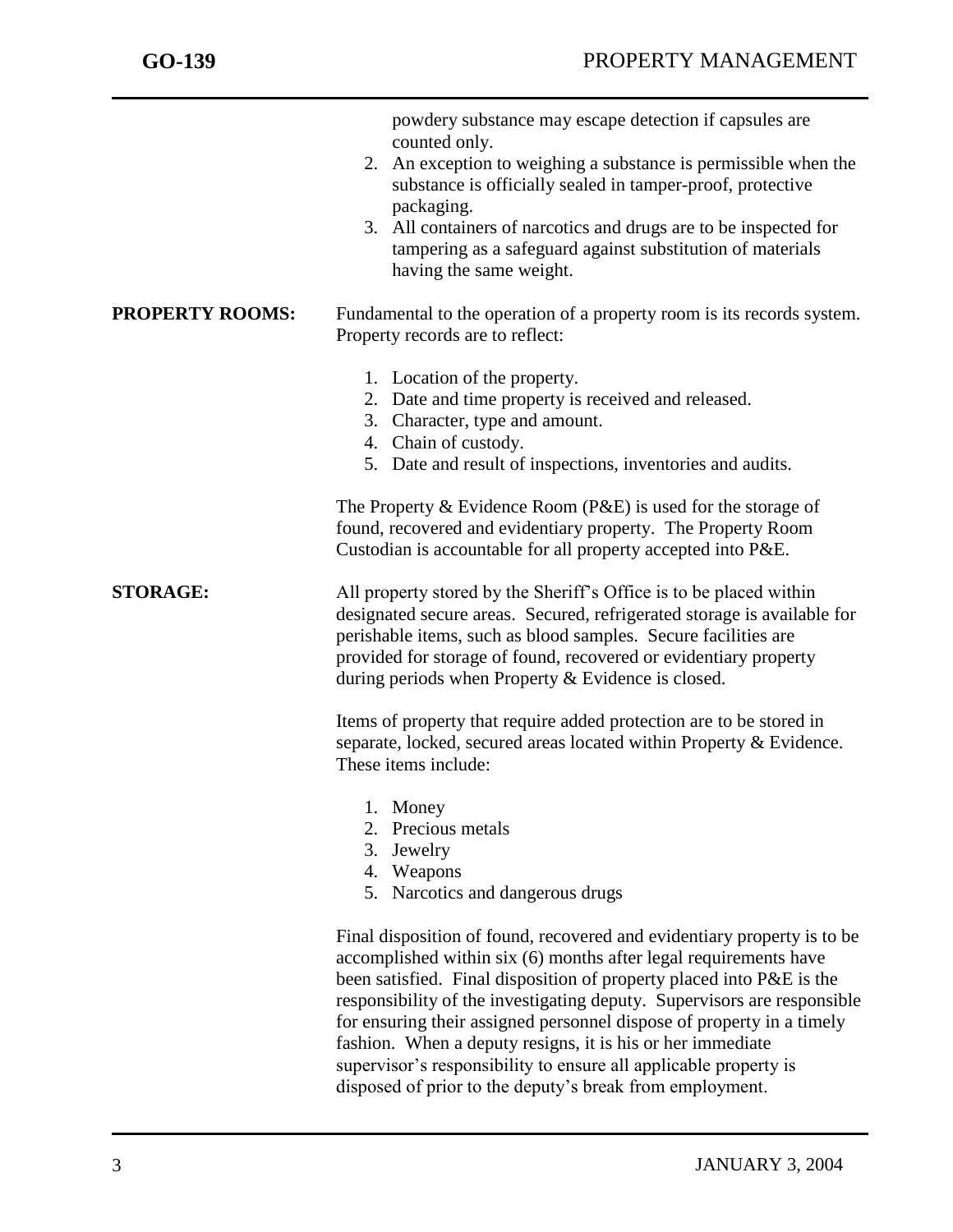powdery substance may escape detection if capsules are counted only.

2. An exception to weighing a substance is permissible when the substance is officially sealed in tamper-proof, protective packaging.
3. All containers of narcotics and drugs are to be inspected for tampering as a safeguard against substitution of materials having the same weight.

**PROPERTY ROOMS:** Fundamental to the operation of a property room is its records system. Property records are to reflect:

1. Location of the property.
2. Date and time property is received and released.
3. Character, type and amount.
4. Chain of custody.
5. Date and result of inspections, inventories and audits.

The Property & Evidence Room (P&E) is used for the storage of found, recovered and evidentiary property. The Property Room Custodian is accountable for all property accepted into P&E.

**STORAGE:** All property stored by the Sheriff's Office is to be placed within designated secure areas. Secured, refrigerated storage is available for perishable items, such as blood samples. Secure facilities are provided for storage of found, recovered or evidentiary property during periods when Property & Evidence is closed.

Items of property that require added protection are to be stored in separate, locked, secured areas located within Property & Evidence. These items include:

1. Money
2. Precious metals
3. Jewelry
4. Weapons
5. Narcotics and dangerous drugs

Final disposition of found, recovered and evidentiary property is to be accomplished within six (6) months after legal requirements have been satisfied. Final disposition of property placed into P&E is the responsibility of the investigating deputy. Supervisors are responsible for ensuring their assigned personnel dispose of property in a timely fashion. When a deputy resigns, it is his or her immediate supervisor's responsibility to ensure all applicable property is disposed of prior to the deputy's break from employment.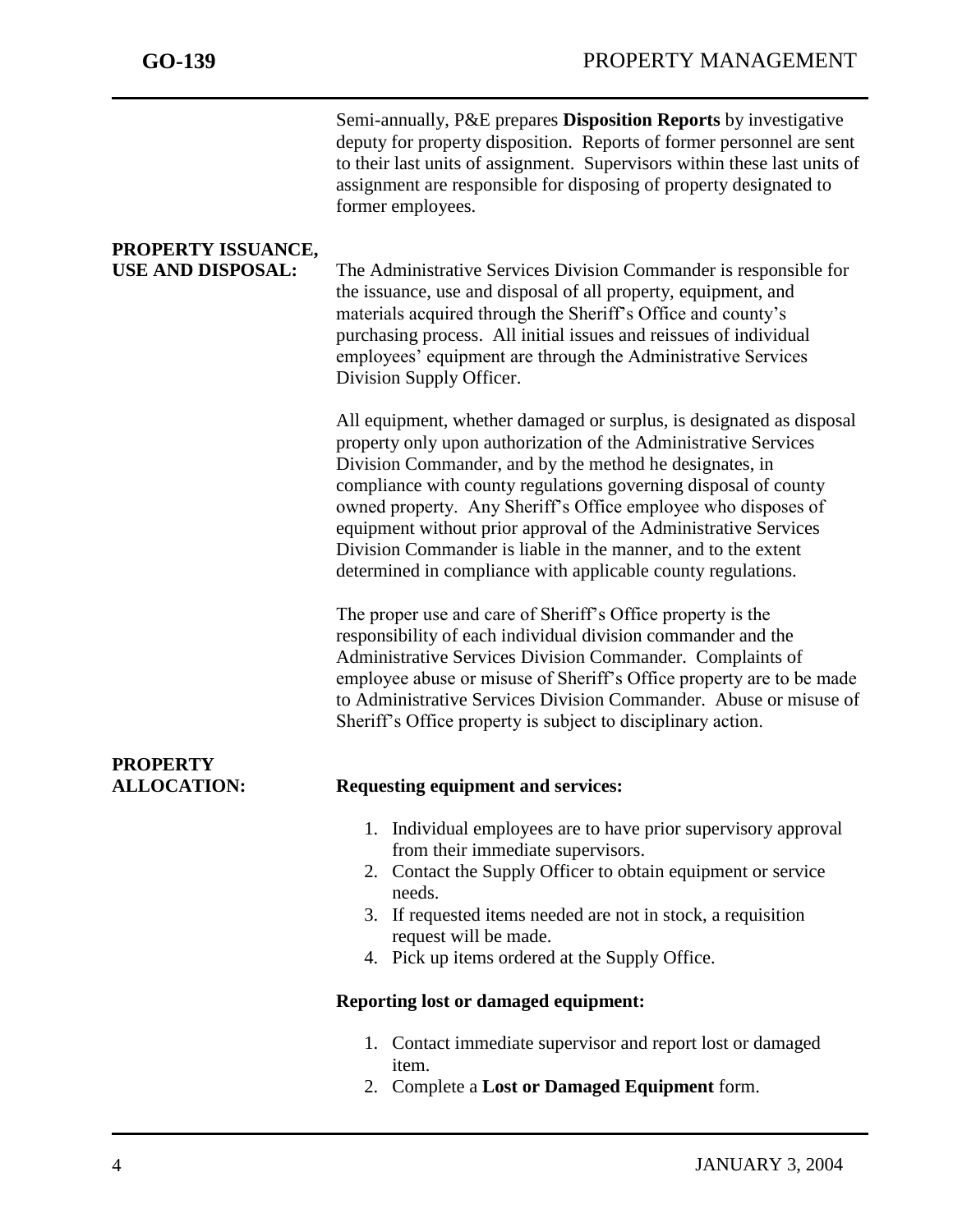Semi-annually, P&E prepares **Disposition Reports** by investigative deputy for property disposition. Reports of former personnel are sent to their last units of assignment. Supervisors within these last units of assignment are responsible for disposing of property designated to former employees.

## PROPERTY ISSUANCE, USE AND DISPOSAL:

The Administrative Services Division Commander is responsible for the issuance, use and disposal of all property, equipment, and materials acquired through the Sheriff's Office and county's purchasing process. All initial issues and reissues of individual employees' equipment are through the Administrative Services Division Supply Officer.

All equipment, whether damaged or surplus, is designated as disposal property only upon authorization of the Administrative Services Division Commander, and by the method he designates, in compliance with county regulations governing disposal of county owned property. Any Sheriff's Office employee who disposes of equipment without prior approval of the Administrative Services Division Commander is liable in the manner, and to the extent determined in compliance with applicable county regulations.

The proper use and care of Sheriff's Office property is the responsibility of each individual division commander and the Administrative Services Division Commander. Complaints of employee abuse or misuse of Sheriff's Office property are to be made to Administrative Services Division Commander. Abuse or misuse of Sheriff's Office property is subject to disciplinary action.

## PROPERTY ALLOCATION:

**Requesting equipment and services:**

1. Individual employees are to have prior supervisory approval from their immediate supervisors.
2. Contact the Supply Officer to obtain equipment or service needs.
3. If requested items needed are not in stock, a requisition request will be made.
4. Pick up items ordered at the Supply Office.

**Reporting lost or damaged equipment:**

1. Contact immediate supervisor and report lost or damaged item.
2. Complete a **Lost or Damaged Equipment** form.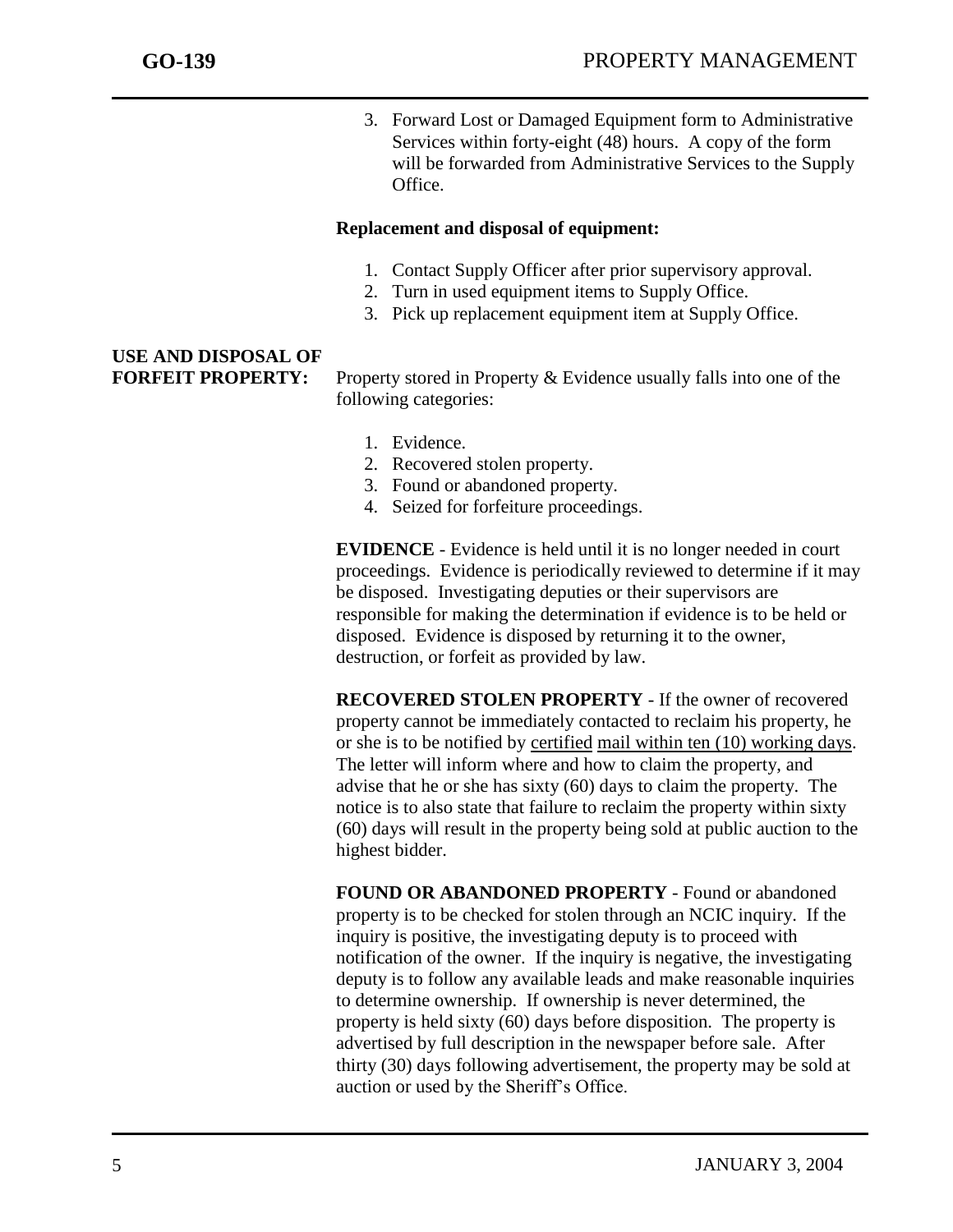3. Forward Lost or Damaged Equipment form to Administrative Services within forty-eight (48) hours. A copy of the form will be forwarded from Administrative Services to the Supply Office.

**Replacement and disposal of equipment:**

1. Contact Supply Officer after prior supervisory approval.
2. Turn in used equipment items to Supply Office.
3. Pick up replacement equipment item at Supply Office.

**USE AND DISPOSAL OF FORFEIT PROPERTY:** Property stored in Property & Evidence usually falls into one of the following categories:

1. Evidence.
2. Recovered stolen property.
3. Found or abandoned property.
4. Seized for forfeiture proceedings.

**EVIDENCE** - Evidence is held until it is no longer needed in court proceedings. Evidence is periodically reviewed to determine if it may be disposed. Investigating deputies or their supervisors are responsible for making the determination if evidence is to be held or disposed. Evidence is disposed by returning it to the owner, destruction, or forfeit as provided by law.

**RECOVERED STOLEN PROPERTY** - If the owner of recovered property cannot be immediately contacted to reclaim his property, he or she is to be notified by <u>certified</u> <u>mail within ten (10) working days</u>. The letter will inform where and how to claim the property, and advise that he or she has sixty (60) days to claim the property. The notice is to also state that failure to reclaim the property within sixty (60) days will result in the property being sold at public auction to the highest bidder.

**FOUND OR ABANDONED PROPERTY** - Found or abandoned property is to be checked for stolen through an NCIC inquiry. If the inquiry is positive, the investigating deputy is to proceed with notification of the owner. If the inquiry is negative, the investigating deputy is to follow any available leads and make reasonable inquiries to determine ownership. If ownership is never determined, the property is held sixty (60) days before disposition. The property is advertised by full description in the newspaper before sale. After thirty (30) days following advertisement, the property may be sold at auction or used by the Sheriff's Office.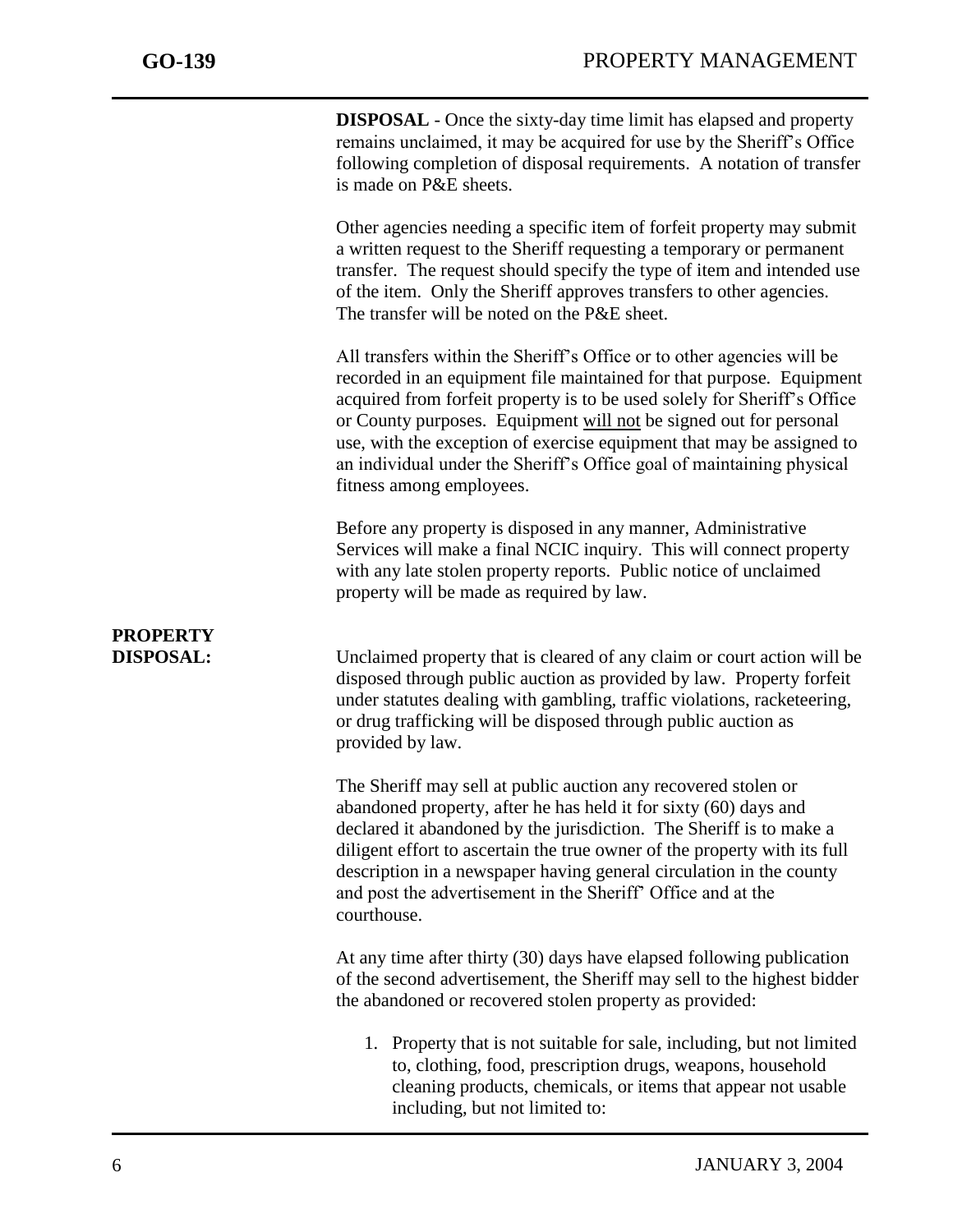**DISPOSAL** - Once the sixty-day time limit has elapsed and property remains unclaimed, it may be acquired for use by the Sheriff's Office following completion of disposal requirements. A notation of transfer is made on P&E sheets.

Other agencies needing a specific item of forfeit property may submit a written request to the Sheriff requesting a temporary or permanent transfer. The request should specify the type of item and intended use of the item. Only the Sheriff approves transfers to other agencies. The transfer will be noted on the P&E sheet.

All transfers within the Sheriff's Office or to other agencies will be recorded in an equipment file maintained for that purpose. Equipment acquired from forfeit property is to be used solely for Sheriff's Office or County purposes. Equipment will not be signed out for personal use, with the exception of exercise equipment that may be assigned to an individual under the Sheriff's Office goal of maintaining physical fitness among employees.

Before any property is disposed in any manner, Administrative Services will make a final NCIC inquiry. This will connect property with any late stolen property reports. Public notice of unclaimed property will be made as required by law.

**PROPERTY DISPOSAL:**

Unclaimed property that is cleared of any claim or court action will be disposed through public auction as provided by law. Property forfeit under statutes dealing with gambling, traffic violations, racketeering, or drug trafficking will be disposed through public auction as provided by law.

The Sheriff may sell at public auction any recovered stolen or abandoned property, after he has held it for sixty (60) days and declared it abandoned by the jurisdiction. The Sheriff is to make a diligent effort to ascertain the true owner of the property with its full description in a newspaper having general circulation in the county and post the advertisement in the Sheriff' Office and at the courthouse.

At any time after thirty (30) days have elapsed following publication of the second advertisement, the Sheriff may sell to the highest bidder the abandoned or recovered stolen property as provided:

1. Property that is not suitable for sale, including, but not limited to, clothing, food, prescription drugs, weapons, household cleaning products, chemicals, or items that appear not usable including, but not limited to: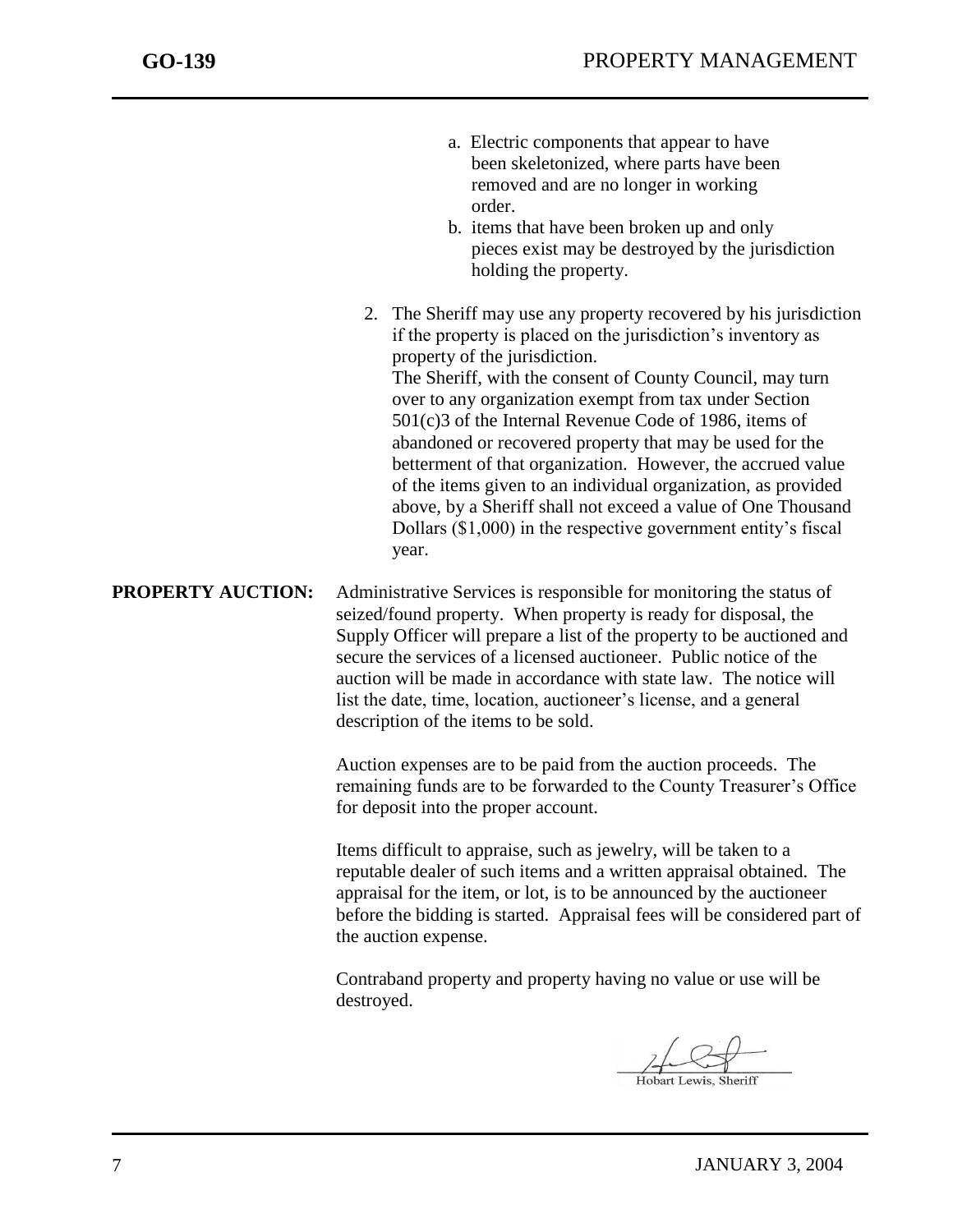a. Electric components that appear to have been skeletonized, where parts have been removed and are no longer in working order.

b. items that have been broken up and only pieces exist may be destroyed by the jurisdiction holding the property.

2. The Sheriff may use any property recovered by his jurisdiction if the property is placed on the jurisdiction's inventory as property of the jurisdiction.
   The Sheriff, with the consent of County Council, may turn over to any organization exempt from tax under Section 501(c)3 of the Internal Revenue Code of 1986, items of abandoned or recovered property that may be used for the betterment of that organization. However, the accrued value of the items given to an individual organization, as provided above, by a Sheriff shall not exceed a value of One Thousand Dollars ($1,000) in the respective government entity's fiscal year.

**PROPERTY AUCTION:** Administrative Services is responsible for monitoring the status of seized/found property. When property is ready for disposal, the Supply Officer will prepare a list of the property to be auctioned and secure the services of a licensed auctioneer. Public notice of the auction will be made in accordance with state law. The notice will list the date, time, location, auctioneer's license, and a general description of the items to be sold.

Auction expenses are to be paid from the auction proceeds. The remaining funds are to be forwarded to the County Treasurer's Office for deposit into the proper account.

Items difficult to appraise, such as jewelry, will be taken to a reputable dealer of such items and a written appraisal obtained. The appraisal for the item, or lot, is to be announced by the auctioneer before the bidding is started. Appraisal fees will be considered part of the auction expense.

Contraband property and property having no value or use will be destroyed.

Hobart Lewis, Sheriff